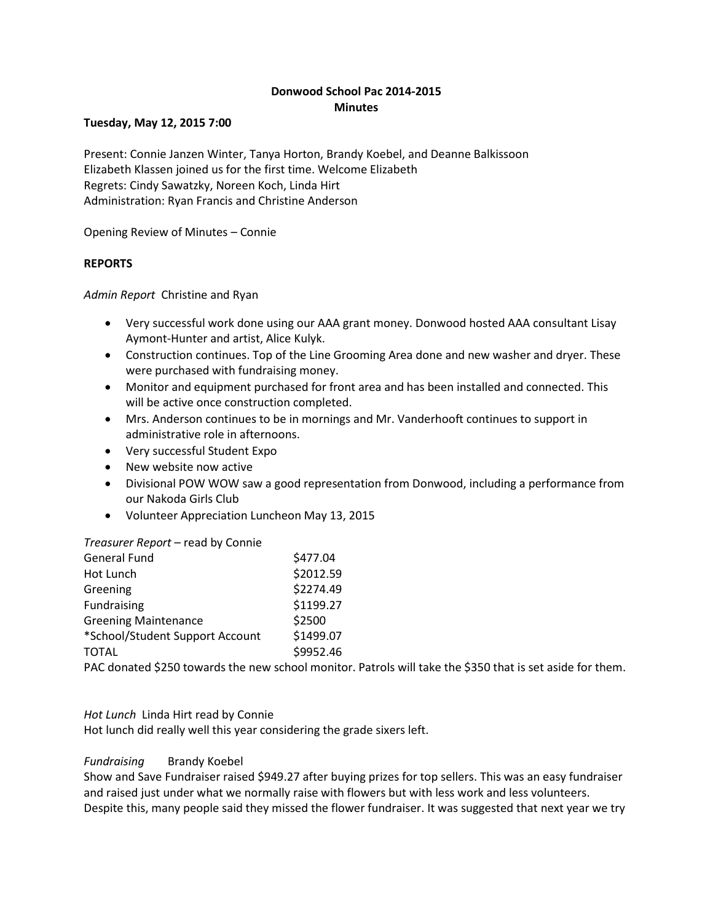**Donwood School Pac 2014-2015**
**Minutes**

**Tuesday, May 12, 2015 7:00**

Present: Connie Janzen Winter, Tanya Horton, Brandy Koebel, and Deanne Balkissoon
Elizabeth Klassen joined us for the first time. Welcome Elizabeth
Regrets: Cindy Sawatzky, Noreen Koch, Linda Hirt
Administration: Ryan Francis and Christine Anderson

Opening Review of Minutes – Connie

**REPORTS**

*Admin Report* Christine and Ryan

- Very successful work done using our AAA grant money. Donwood hosted AAA consultant Lisay Aymont-Hunter and artist, Alice Kulyk.
- Construction continues. Top of the Line Grooming Area done and new washer and dryer. These were purchased with fundraising money.
- Monitor and equipment purchased for front area and has been installed and connected. This will be active once construction completed.
- Mrs. Anderson continues to be in mornings and Mr. Vanderhooft continues to support in administrative role in afternoons.
- Very successful Student Expo
- New website now active
- Divisional POW WOW saw a good representation from Donwood, including a performance from our Nakoda Girls Club
- Volunteer Appreciation Luncheon May 13, 2015

*Treasurer Report* – read by Connie

| | |
|---|---|
| General Fund | $477.04 |
| Hot Lunch | $2012.59 |
| Greening | $2274.49 |
| Fundraising | $1199.27 |
| Greening Maintenance | $2500 |
| *School/Student Support Account | $1499.07 |
| TOTAL | $9952.46 |

PAC donated $250 towards the new school monitor. Patrols will take the $350 that is set aside for them.

*Hot Lunch* Linda Hirt read by Connie
Hot lunch did really well this year considering the grade sixers left.

*Fundraising* Brandy Koebel
Show and Save Fundraiser raised $949.27 after buying prizes for top sellers. This was an easy fundraiser and raised just under what we normally raise with flowers but with less work and less volunteers. Despite this, many people said they missed the flower fundraiser. It was suggested that next year we try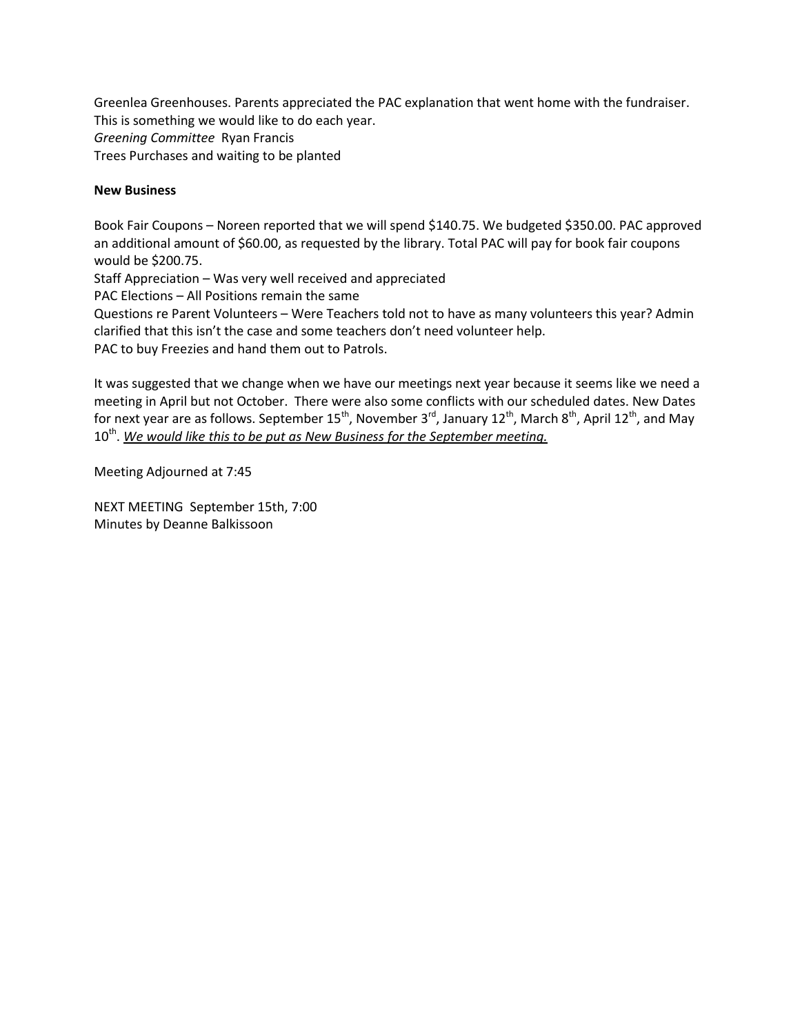Greenlea Greenhouses. Parents appreciated the PAC explanation that went home with the fundraiser. This is something we would like to do each year.
*Greening Committee* Ryan Francis
Trees Purchases and waiting to be planted

**New Business**

Book Fair Coupons – Noreen reported that we will spend $140.75. We budgeted $350.00. PAC approved an additional amount of $60.00, as requested by the library. Total PAC will pay for book fair coupons would be $200.75.
Staff Appreciation – Was very well received and appreciated
PAC Elections – All Positions remain the same
Questions re Parent Volunteers – Were Teachers told not to have as many volunteers this year? Admin clarified that this isn't the case and some teachers don't need volunteer help.
PAC to buy Freezies and hand them out to Patrols.

It was suggested that we change when we have our meetings next year because it seems like we need a meeting in April but not October. There were also some conflicts with our scheduled dates. New Dates for next year are as follows. September 15th, November 3rd, January 12th, March 8th, April 12th, and May 10th. ***We would like this to be put as New Business for the September meeting.***

Meeting Adjourned at 7:45

NEXT MEETING September 15th, 7:00
Minutes by Deanne Balkissoon